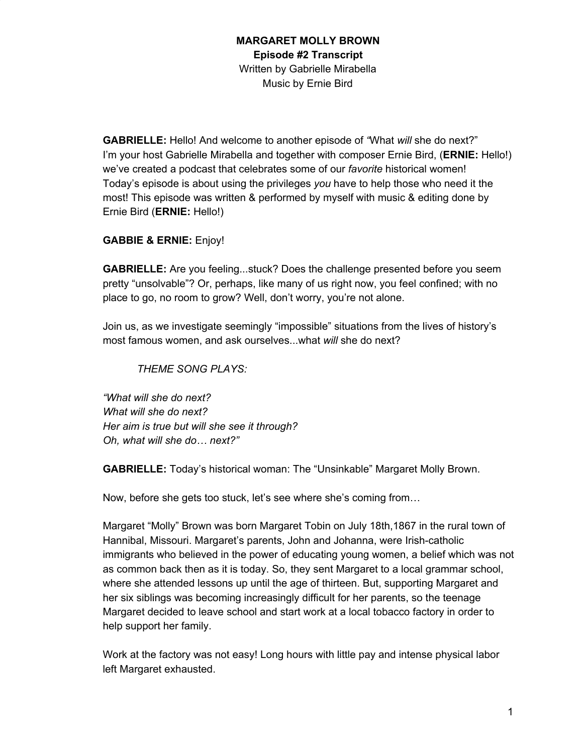**MARGARET MOLLY BROWN**
**Episode #2 Transcript**
Written by Gabrielle Mirabella
Music by Ernie Bird

**GABRIELLE:** Hello! And welcome to another episode of *"*What *will* she do next?" I'm your host Gabrielle Mirabella and together with composer Ernie Bird, (**ERNIE:** Hello!) we've created a podcast that celebrates some of our *favorite* historical women! Today's episode is about using the privileges *you* have to help those who need it the most! This episode was written & performed by myself with music & editing done by Ernie Bird (**ERNIE:** Hello!)

**GABBIE & ERNIE:** Enjoy!

**GABRIELLE:** Are you feeling...stuck? Does the challenge presented before you seem pretty "unsolvable"? Or, perhaps, like many of us right now, you feel confined; with no place to go, no room to grow? Well, don't worry, you're not alone.

Join us, as we investigate seemingly "impossible" situations from the lives of history's most famous women, and ask ourselves...what *will* she do next?

*THEME SONG PLAYS:*

*"What will she do next?*
*What will she do next?*
*Her aim is true but will she see it through?*
*Oh, what will she do… next?"*

**GABRIELLE:** Today's historical woman: The "Unsinkable" Margaret Molly Brown.

Now, before she gets too stuck, let's see where she's coming from…

Margaret "Molly" Brown was born Margaret Tobin on July 18th,1867 in the rural town of Hannibal, Missouri. Margaret's parents, John and Johanna, were Irish-catholic immigrants who believed in the power of educating young women, a belief which was not as common back then as it is today. So, they sent Margaret to a local grammar school, where she attended lessons up until the age of thirteen. But, supporting Margaret and her six siblings was becoming increasingly difficult for her parents, so the teenage Margaret decided to leave school and start work at a local tobacco factory in order to help support her family.

Work at the factory was not easy! Long hours with little pay and intense physical labor left Margaret exhausted.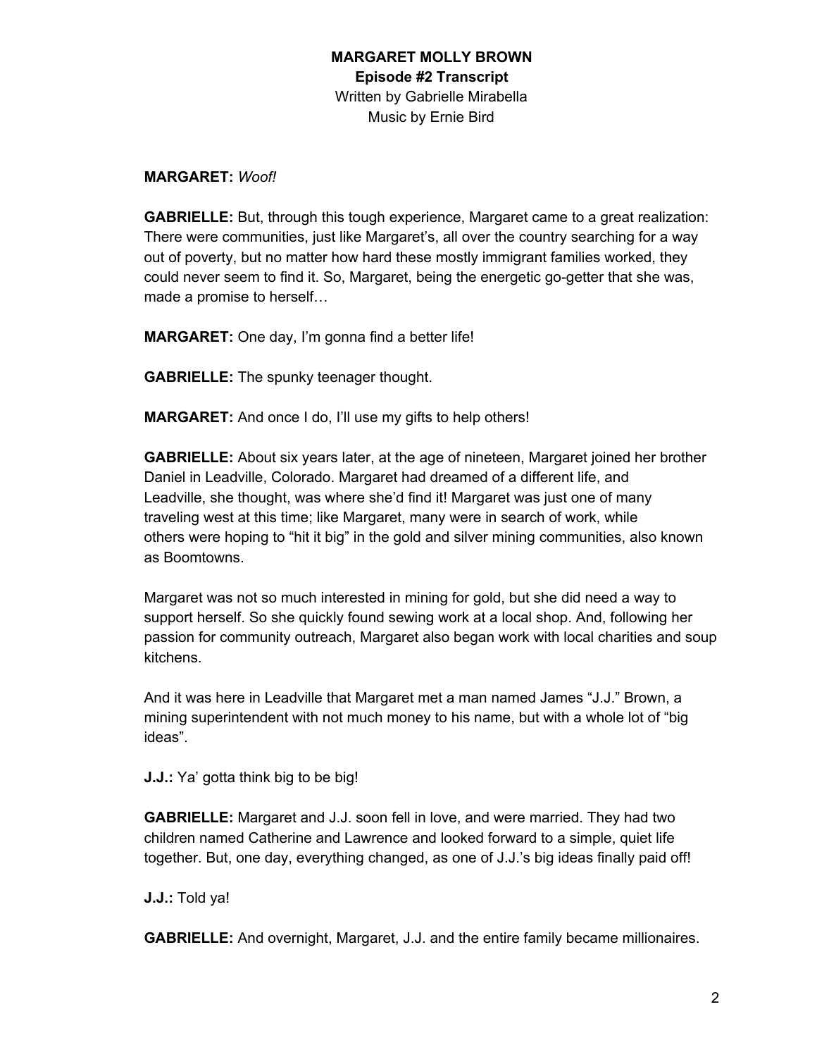**MARGARET MOLLY BROWN**
**Episode #2 Transcript**
Written by Gabrielle Mirabella
Music by Ernie Bird

**MARGARET:** *Woof!*

**GABRIELLE:** But, through this tough experience, Margaret came to a great realization: There were communities, just like Margaret's, all over the country searching for a way out of poverty, but no matter how hard these mostly immigrant families worked, they could never seem to find it. So, Margaret, being the energetic go-getter that she was, made a promise to herself…

**MARGARET:** One day, I'm gonna find a better life!

**GABRIELLE:** The spunky teenager thought.

**MARGARET:** And once I do, I'll use my gifts to help others!

**GABRIELLE:** About six years later, at the age of nineteen, Margaret joined her brother Daniel in Leadville, Colorado. Margaret had dreamed of a different life, and Leadville, she thought, was where she'd find it! Margaret was just one of many traveling west at this time; like Margaret, many were in search of work, while others were hoping to "hit it big" in the gold and silver mining communities, also known as Boomtowns.

Margaret was not so much interested in mining for gold, but she did need a way to support herself. So she quickly found sewing work at a local shop. And, following her passion for community outreach, Margaret also began work with local charities and soup kitchens.

And it was here in Leadville that Margaret met a man named James "J.J." Brown, a mining superintendent with not much money to his name, but with a whole lot of "big ideas".

**J.J.:** Ya' gotta think big to be big!

**GABRIELLE:** Margaret and J.J. soon fell in love, and were married. They had two children named Catherine and Lawrence and looked forward to a simple, quiet life together. But, one day, everything changed, as one of J.J.'s big ideas finally paid off!

**J.J.:** Told ya!

**GABRIELLE:** And overnight, Margaret, J.J. and the entire family became millionaires.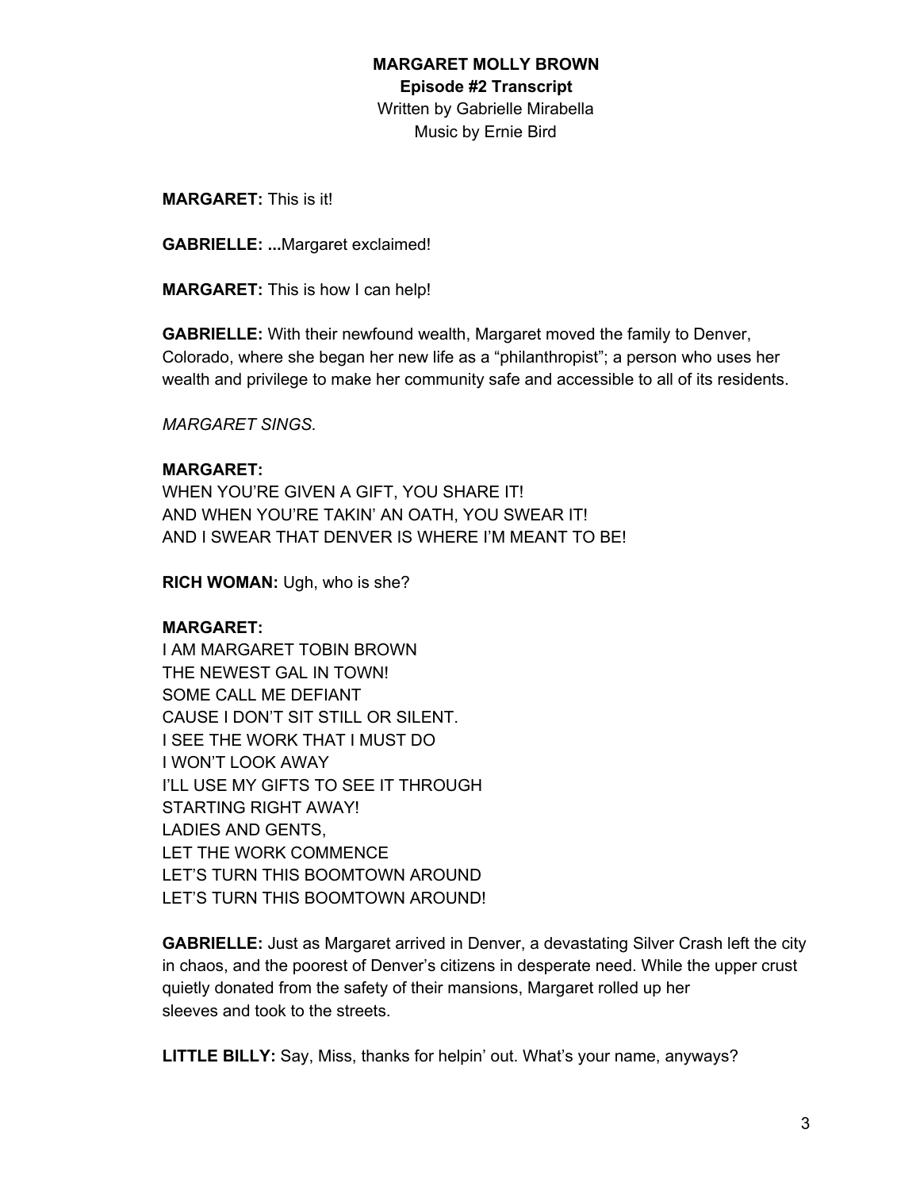**MARGARET MOLLY BROWN**
**Episode #2 Transcript**
Written by Gabrielle Mirabella
Music by Ernie Bird

**MARGARET:** This is it!

**GABRIELLE: ...**Margaret exclaimed!

**MARGARET:** This is how I can help!

**GABRIELLE:** With their newfound wealth, Margaret moved the family to Denver, Colorado, where she began her new life as a “philanthropist”; a person who uses her wealth and privilege to make her community safe and accessible to all of its residents.

*MARGARET SINGS.*

**MARGARET:**
WHEN YOU’RE GIVEN A GIFT, YOU SHARE IT!
AND WHEN YOU’RE TAKIN’ AN OATH, YOU SWEAR IT!
AND I SWEAR THAT DENVER IS WHERE I’M MEANT TO BE!

**RICH WOMAN:** Ugh, who is she?

**MARGARET:**
I AM MARGARET TOBIN BROWN
THE NEWEST GAL IN TOWN!
SOME CALL ME DEFIANT
CAUSE I DON’T SIT STILL OR SILENT.
I SEE THE WORK THAT I MUST DO
I WON’T LOOK AWAY
I’LL USE MY GIFTS TO SEE IT THROUGH
STARTING RIGHT AWAY!
LADIES AND GENTS,
LET THE WORK COMMENCE
LET’S TURN THIS BOOMTOWN AROUND
LET’S TURN THIS BOOMTOWN AROUND!

**GABRIELLE:** Just as Margaret arrived in Denver, a devastating Silver Crash left the city in chaos, and the poorest of Denver’s citizens in desperate need. While the upper crust quietly donated from the safety of their mansions, Margaret rolled up her sleeves and took to the streets.

**LITTLE BILLY:** Say, Miss, thanks for helpin’ out. What’s your name, anyways?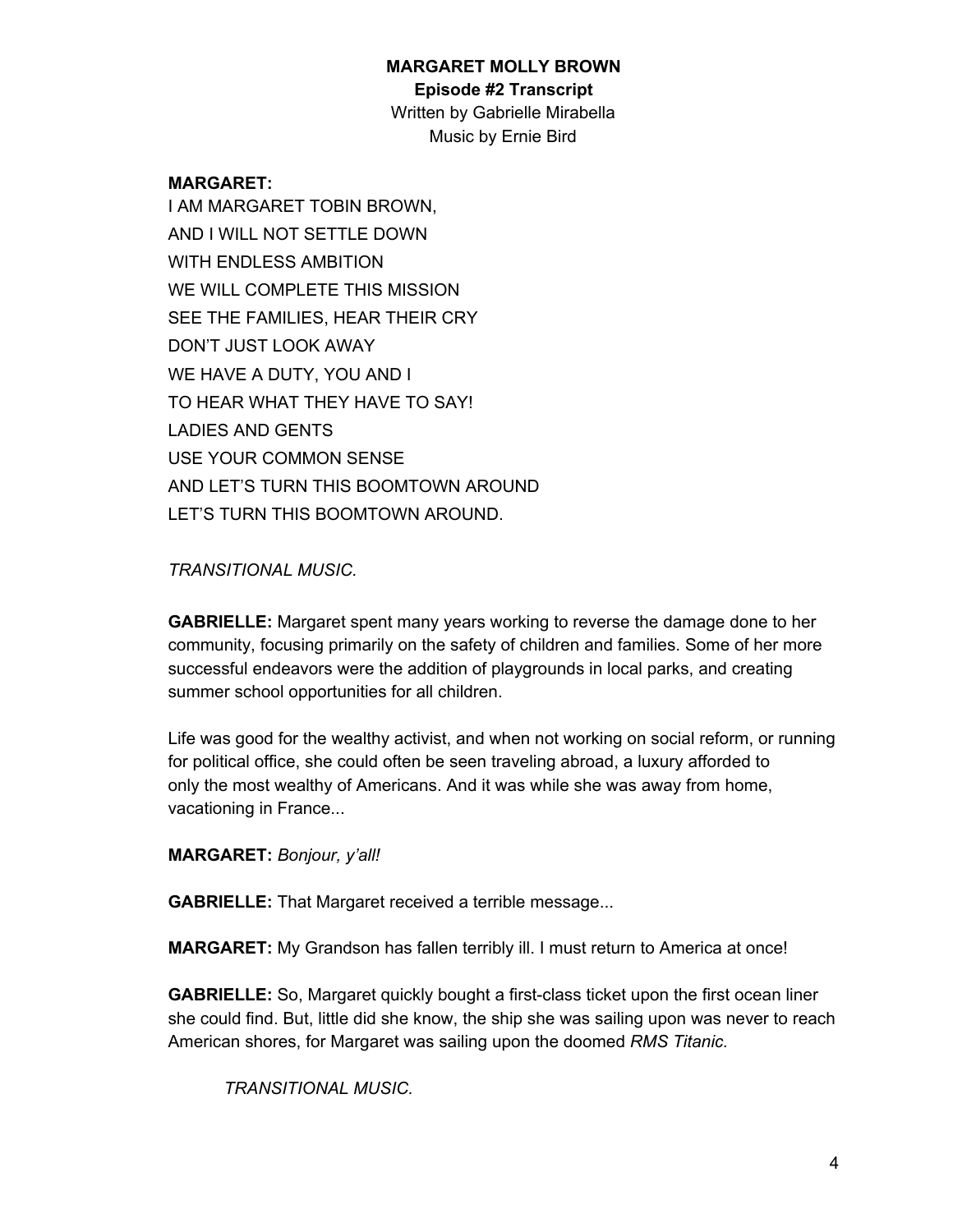**MARGARET MOLLY BROWN**

**Episode #2 Transcript**

Written by Gabrielle Mirabella

Music by Ernie Bird

**MARGARET:**

I AM MARGARET TOBIN BROWN,
AND I WILL NOT SETTLE DOWN
WITH ENDLESS AMBITION
WE WILL COMPLETE THIS MISSION
SEE THE FAMILIES, HEAR THEIR CRY
DON'T JUST LOOK AWAY
WE HAVE A DUTY, YOU AND I
TO HEAR WHAT THEY HAVE TO SAY!
LADIES AND GENTS
USE YOUR COMMON SENSE
AND LET'S TURN THIS BOOMTOWN AROUND
LET'S TURN THIS BOOMTOWN AROUND.

*TRANSITIONAL MUSIC.*

**GABRIELLE:** Margaret spent many years working to reverse the damage done to her community, focusing primarily on the safety of children and families. Some of her more successful endeavors were the addition of playgrounds in local parks, and creating summer school opportunities for all children.

Life was good for the wealthy activist, and when not working on social reform, or running for political office, she could often be seen traveling abroad, a luxury afforded to only the most wealthy of Americans. And it was while she was away from home, vacationing in France...

**MARGARET:** *Bonjour, y'all!*

**GABRIELLE:** That Margaret received a terrible message...

**MARGARET:** My Grandson has fallen terribly ill. I must return to America at once!

**GABRIELLE:** So, Margaret quickly bought a first-class ticket upon the first ocean liner she could find. But, little did she know, the ship she was sailing upon was never to reach American shores, for Margaret was sailing upon the doomed *RMS Titanic.*

*TRANSITIONAL MUSIC.*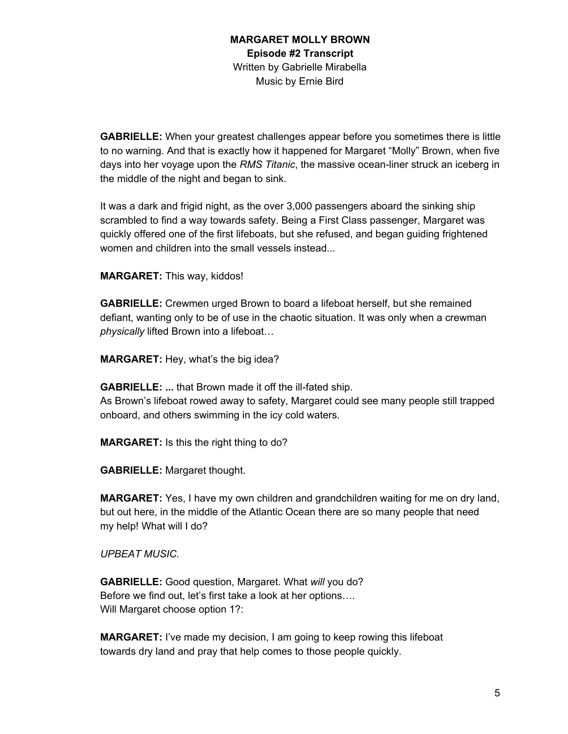**MARGARET MOLLY BROWN**
**Episode #2 Transcript**
Written by Gabrielle Mirabella
Music by Ernie Bird

**GABRIELLE:** When your greatest challenges appear before you sometimes there is little to no warning. And that is exactly how it happened for Margaret "Molly" Brown, when five days into her voyage upon the *RMS Titanic*, the massive ocean-liner struck an iceberg in the middle of the night and began to sink.

It was a dark and frigid night, as the over 3,000 passengers aboard the sinking ship scrambled to find a way towards safety. Being a First Class passenger, Margaret was quickly offered one of the first lifeboats, but she refused, and began guiding frightened women and children into the small vessels instead...

**MARGARET:** This way, kiddos!

**GABRIELLE:** Crewmen urged Brown to board a lifeboat herself, but she remained defiant, wanting only to be of use in the chaotic situation. It was only when a crewman *physically* lifted Brown into a lifeboat…

**MARGARET:** Hey, what's the big idea?

**GABRIELLE: ...** that Brown made it off the ill-fated ship.
As Brown's lifeboat rowed away to safety, Margaret could see many people still trapped onboard, and others swimming in the icy cold waters.

**MARGARET:** Is this the right thing to do?

**GABRIELLE:** Margaret thought.

**MARGARET:** Yes, I have my own children and grandchildren waiting for me on dry land, but out here, in the middle of the Atlantic Ocean there are so many people that need my help! What will I do?

*UPBEAT MUSIC.*

**GABRIELLE:** Good question, Margaret. What *will* you do?
Before we find out, let's first take a look at her options….
Will Margaret choose option 1?:

**MARGARET:** I've made my decision, I am going to keep rowing this lifeboat towards dry land and pray that help comes to those people quickly.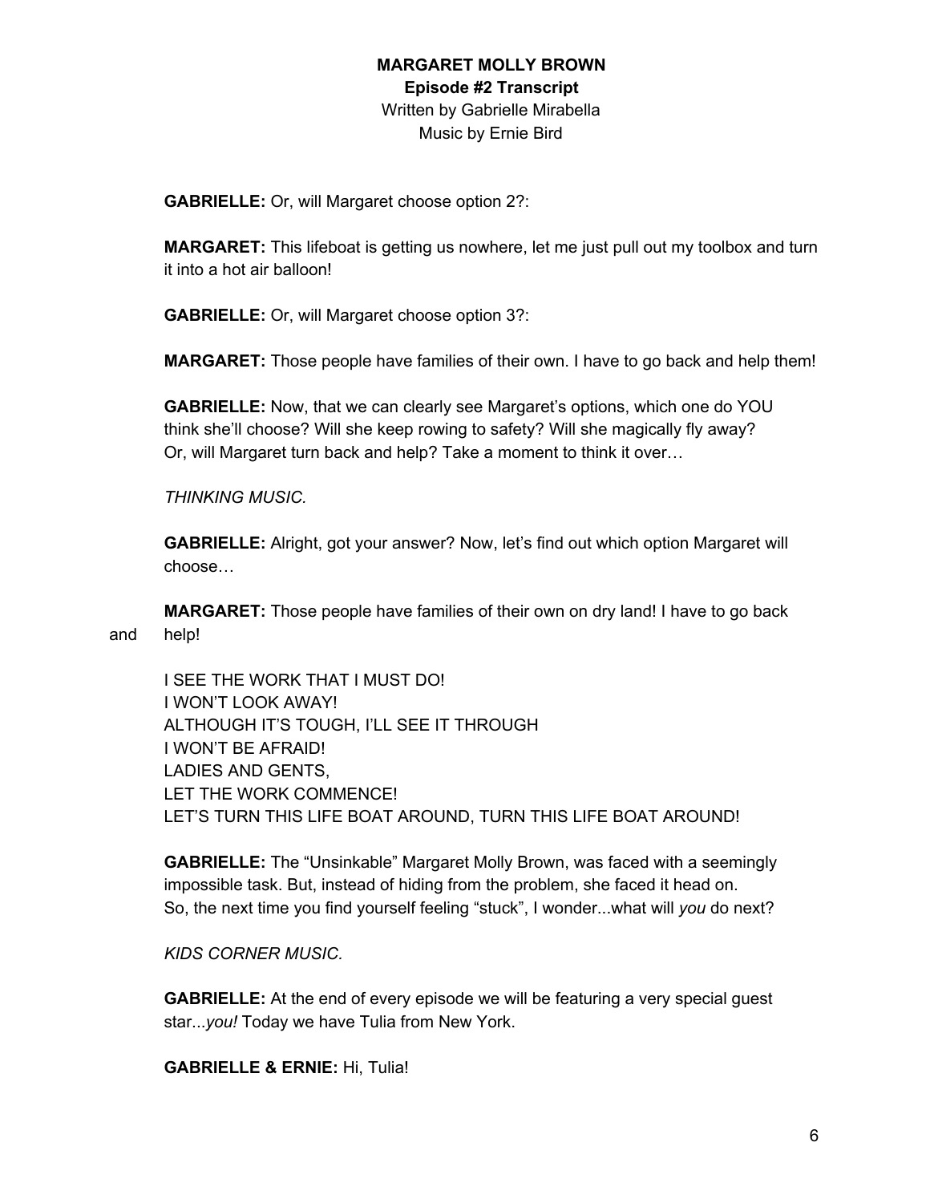**MARGARET MOLLY BROWN**
**Episode #2 Transcript**
Written by Gabrielle Mirabella
Music by Ernie Bird

**GABRIELLE:** Or, will Margaret choose option 2?:

**MARGARET:** This lifeboat is getting us nowhere, let me just pull out my toolbox and turn it into a hot air balloon!

**GABRIELLE:** Or, will Margaret choose option 3?:

**MARGARET:** Those people have families of their own. I have to go back and help them!

**GABRIELLE:** Now, that we can clearly see Margaret's options, which one do YOU think she'll choose? Will she keep rowing to safety? Will she magically fly away? Or, will Margaret turn back and help? Take a moment to think it over…

*THINKING MUSIC.*

**GABRIELLE:** Alright, got your answer? Now, let's find out which option Margaret will choose…

**MARGARET:** Those people have families of their own on dry land! I have to go back and help!

I SEE THE WORK THAT I MUST DO!
I WON'T LOOK AWAY!
ALTHOUGH IT'S TOUGH, I'LL SEE IT THROUGH
I WON'T BE AFRAID!
LADIES AND GENTS,
LET THE WORK COMMENCE!
LET'S TURN THIS LIFE BOAT AROUND, TURN THIS LIFE BOAT AROUND!

**GABRIELLE:** The "Unsinkable" Margaret Molly Brown, was faced with a seemingly impossible task. But, instead of hiding from the problem, she faced it head on. So, the next time you find yourself feeling "stuck", I wonder...what will *you* do next?

*KIDS CORNER MUSIC.*

**GABRIELLE:** At the end of every episode we will be featuring a very special guest star...*you!* Today we have Tulia from New York.

**GABRIELLE & ERNIE:** Hi, Tulia!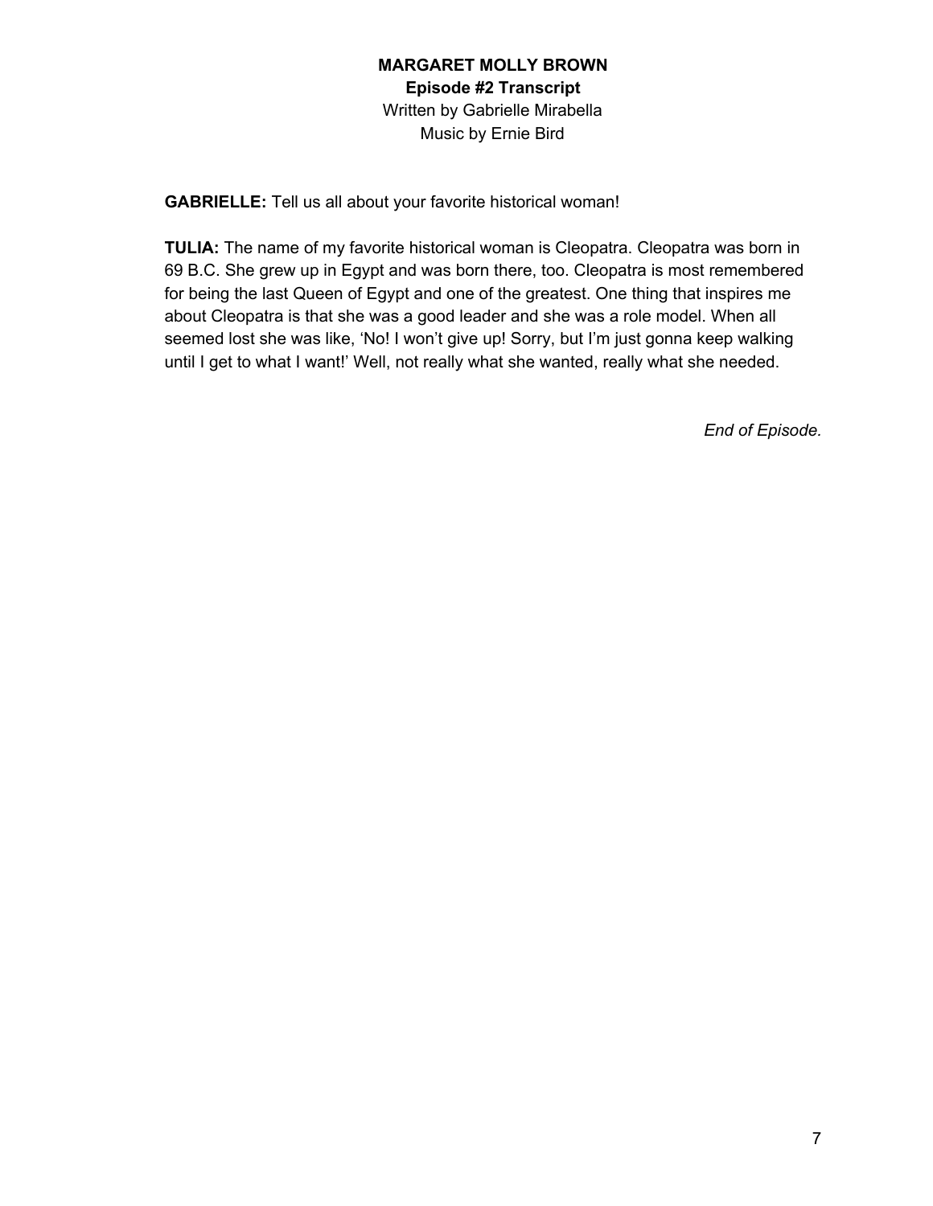**MARGARET MOLLY BROWN**
**Episode #2 Transcript**
Written by Gabrielle Mirabella
Music by Ernie Bird

**GABRIELLE:** Tell us all about your favorite historical woman!

**TULIA:** The name of my favorite historical woman is Cleopatra. Cleopatra was born in 69 B.C. She grew up in Egypt and was born there, too. Cleopatra is most remembered for being the last Queen of Egypt and one of the greatest. One thing that inspires me about Cleopatra is that she was a good leader and she was a role model. When all seemed lost she was like, 'No! I won't give up! Sorry, but I'm just gonna keep walking until I get to what I want!' Well, not really what she wanted, really what she needed.

*End of Episode.*